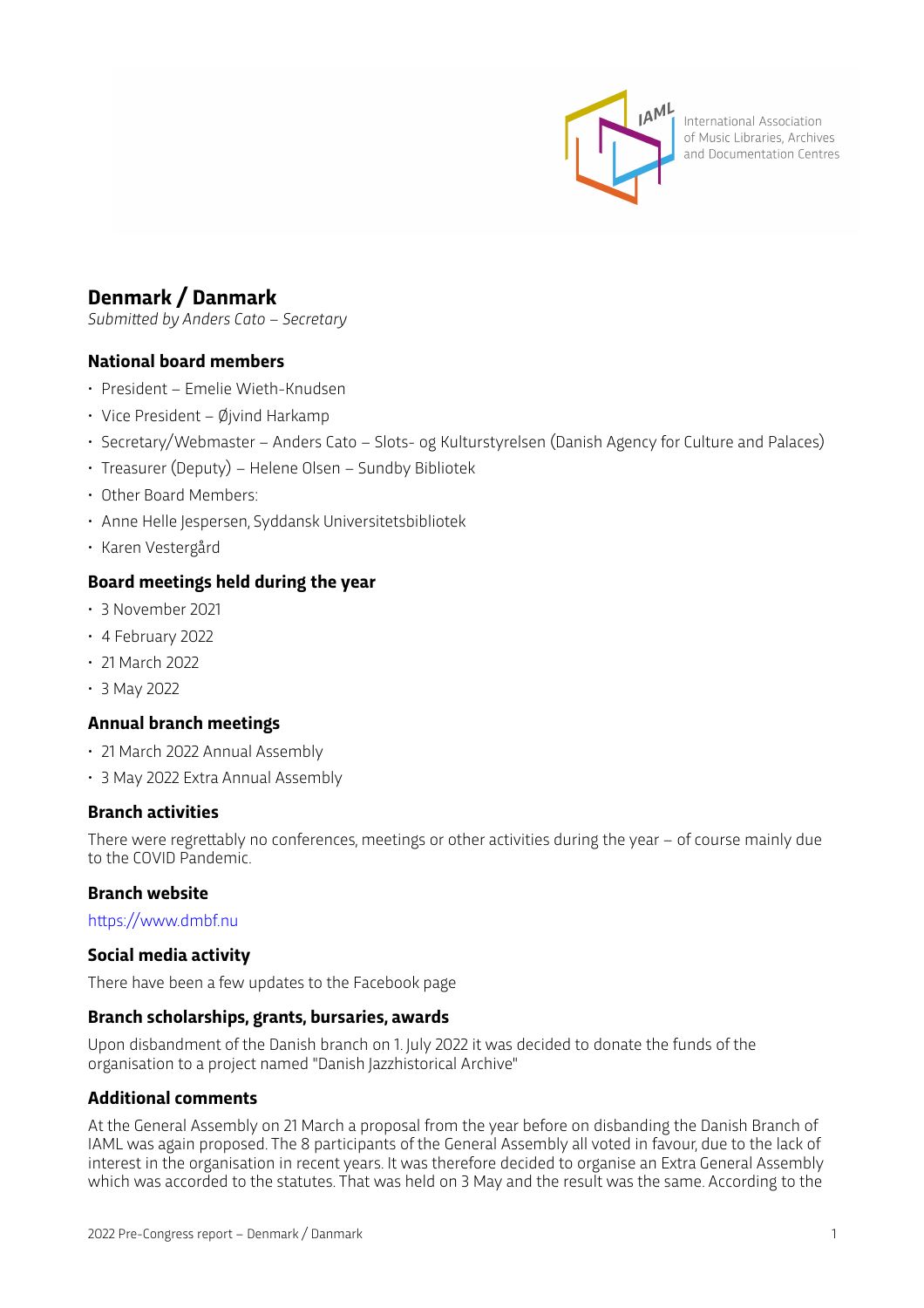# Denmark / Danmark

*Submitted by Anders Cato – Secretary*

## National board members

- President – Emelie Wieth-Knudsen
- Vice President – Øjvind Harkamp
- Secretary/Webmaster – Anders Cato – Slots- og Kulturstyrelsen (Danish Agency for Culture and Palaces)
- Treasurer (Deputy) – Helene Olsen – Sundby Bibliotek
- Other Board Members:
- Anne Helle Jespersen, Syddansk Universitetsbibliotek
- Karen Vestergård

## Board meetings held during the year

- 3 November 2021
- 4 February 2022
- 21 March 2022
- 3 May 2022

## Annual branch meetings

- 21 March 2022 Annual Assembly
- 3 May 2022 Extra Annual Assembly

## Branch activities

There were regrettably no conferences, meetings or other activities during the year – of course mainly due to the COVID Pandemic.

## Branch website

https://www.dmbf.nu

## Social media activity

There have been a few updates to the Facebook page

## Branch scholarships, grants, bursaries, awards

Upon disbandment of the Danish branch on 1. July 2022 it was decided to donate the funds of the organisation to a project named "Danish Jazzhistorical Archive"

## Additional comments

At the General Assembly on 21 March a proposal from the year before on disbanding the Danish Branch of IAML was again proposed. The 8 participants of the General Assembly all voted in favour, due to the lack of interest in the organisation in recent years. It was therefore decided to organise an Extra General Assembly which was accorded to the statutes. That was held on 3 May and the result was the same. According to the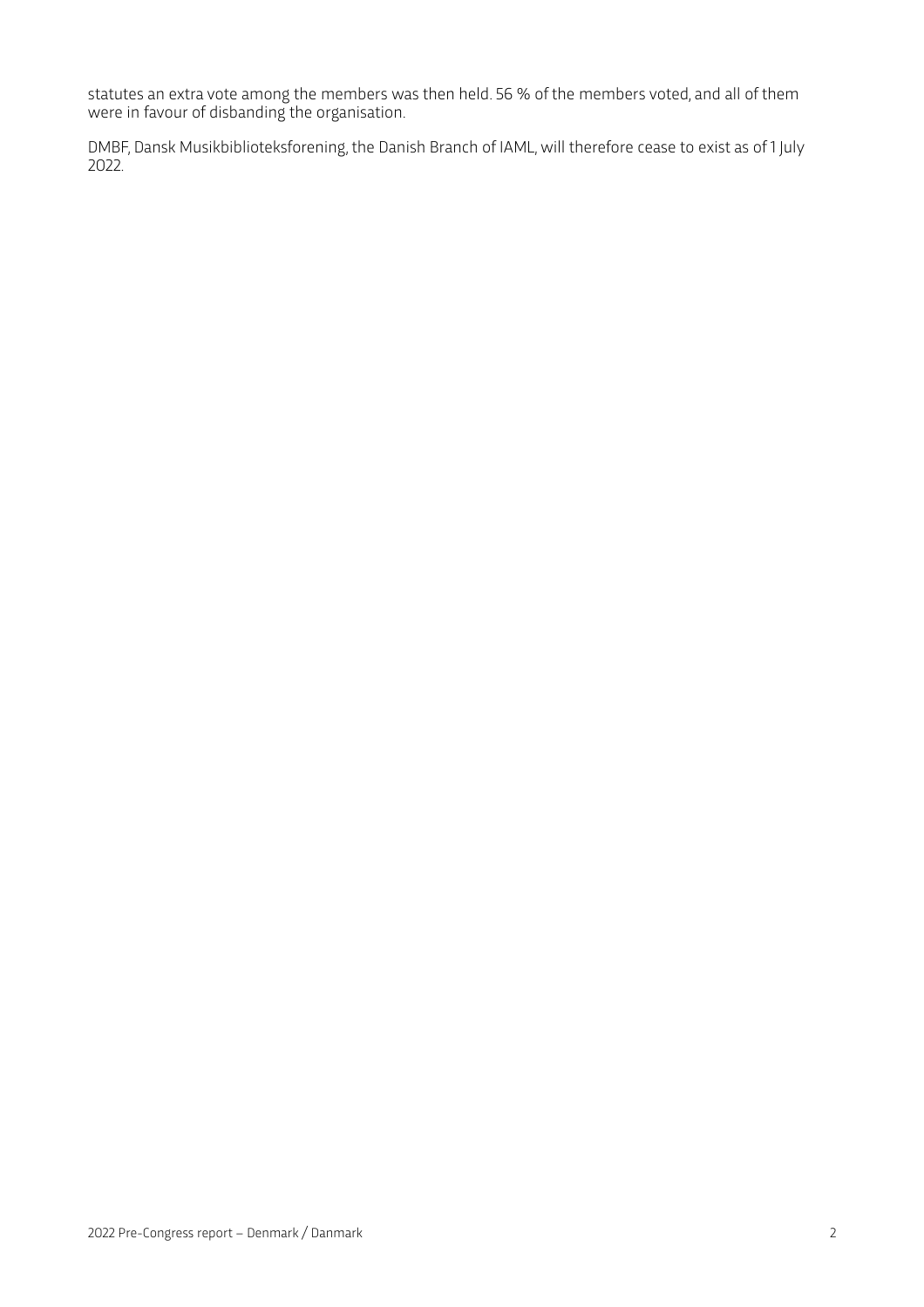statutes an extra vote among the members was then held. 56 % of the members voted, and all of them were in favour of disbanding the organisation.

DMBF, Dansk Musikbiblioteksforening, the Danish Branch of IAML, will therefore cease to exist as of 1 July 2022.